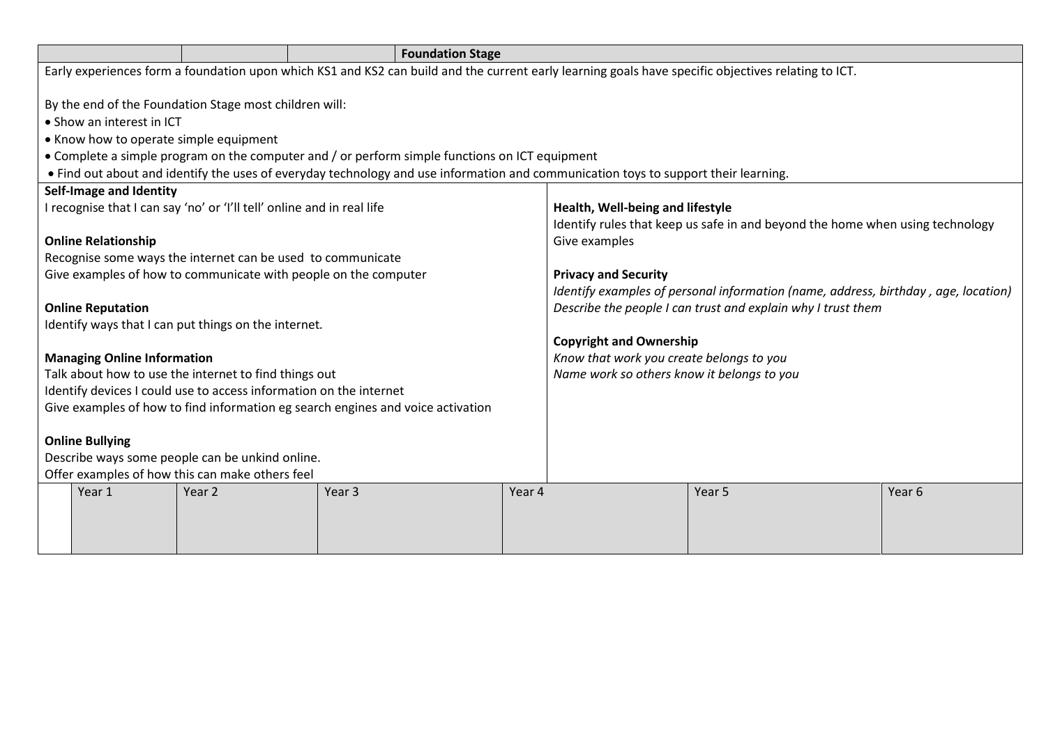| | | | Foundation Stage | | | |
|---|---|---|---|---|---|---|

Early experiences form a foundation upon which KS1 and KS2 can build and the current early learning goals have specific objectives relating to ICT.

By the end of the Foundation Stage most children will:

- Show an interest in ICT
- Know how to operate simple equipment
- Complete a simple program on the computer and / or perform simple functions on ICT equipment
- Find out about and identify the uses of everyday technology and use information and communication toys to support their learning.

**Self-Image and Identity**
I recognise that I can say 'no' or 'I'll tell' online and in real life

**Online Relationship**
Recognise some ways the internet can be used to communicate
Give examples of how to communicate with people on the computer

**Online Reputation**
Identify ways that I can put things on the internet.

**Managing Online Information**
Talk about how to use the internet to find things out
Identify devices I could use to access information on the internet
Give examples of how to find information eg search engines and voice activation

**Online Bullying**
Describe ways some people can be unkind online.
Offer examples of how this can make others feel

**Health, Well-being and lifestyle**
Identify rules that keep us safe in and beyond the home when using technology
Give examples

**Privacy and Security**
*Identify examples of personal information (name, address, birthday , age, location)*
*Describe the people I can trust and explain why I trust them*

**Copyright and Ownership**
*Know that work you create belongs to you*
*Name work so others know it belongs to you*

| | Year 1 | Year 2 | Year 3 | Year 4 | Year 5 | Year 6 |
|---|---|---|---|---|---|---|
| | | | | | | |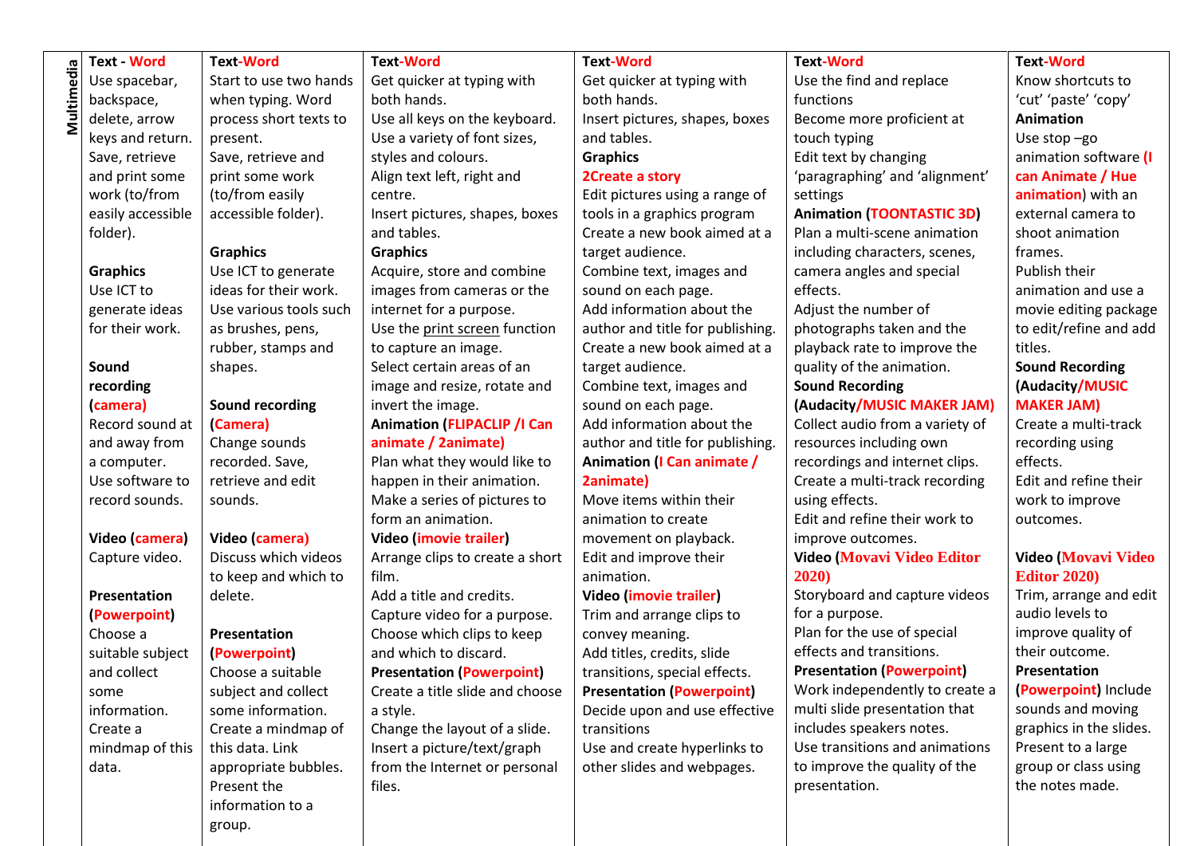| Multimedia | Text - Word<br>Use spacebar, backspace, delete, arrow keys and return.<br>Save, retrieve and print some work (to/from easily accessible folder).<br><br>**Graphics**<br>Use ICT to generate ideas for their work.<br><br>**Sound recording (camera)**<br>Record sound at and away from a computer.<br>Use software to record sounds.<br><br>**Video (camera)**<br>Capture video.<br><br>**Presentation (Powerpoint)**<br>Choose a suitable subject and collect some information.<br>Create a mindmap of this data. | **Text-Word**<br>Start to use two hands when typing. Word process short texts to present.<br>Save, retrieve and print some work (to/from easily accessible folder).<br><br>**Graphics**<br>Use ICT to generate ideas for their work.<br>Use various tools such as brushes, pens, rubber, stamps and shapes.<br><br>**Sound recording (Camera)**<br>Change sounds recorded. Save, retrieve and edit sounds.<br><br>**Video (camera)**<br>Discuss which videos to keep and which to delete.<br><br>**Presentation (Powerpoint)**<br>Choose a suitable subject and collect some information.<br>Create a mindmap of this data. Link appropriate bubbles.<br>Present the information to a group. | **Text-Word**<br>Get quicker at typing with both hands.<br>Use all keys on the keyboard.<br>Use a variety of font sizes, styles and colours.<br>Align text left, right and centre.<br>Insert pictures, shapes, boxes and tables.<br>**Graphics**<br>Acquire, store and combine images from cameras or the internet for a purpose.<br>Use the print screen function to capture an image.<br>Select certain areas of an image and resize, rotate and invert the image.<br>**Animation (FLIPACLIP /I Can animate / 2animate)**<br>Plan what they would like to happen in their animation.<br>Make a series of pictures to form an animation.<br>**Video (imovie trailer)**<br>Arrange clips to create a short film.<br>Add a title and credits.<br>Capture video for a purpose.<br>Choose which clips to keep and which to discard.<br>**Presentation (Powerpoint)**<br>Create a title slide and choose a style.<br>Change the layout of a slide.<br>Insert a picture/text/graph from the Internet or personal files. | **Text-Word**<br>Get quicker at typing with both hands.<br>Insert pictures, shapes, boxes and tables.<br>**Graphics**<br>**2Create a story**<br>Edit pictures using a range of tools in a graphics program<br>Create a new book aimed at a target audience.<br>Combine text, images and sound on each page.<br>Add information about the author and title for publishing.<br>Create a new book aimed at a target audience.<br>Combine text, images and sound on each page.<br>Add information about the author and title for publishing.<br>**Animation (I Can animate / 2animate)**<br>Move items within their animation to create movement on playback.<br>Edit and improve their animation.<br>**Video (imovie trailer)**<br>Trim and arrange clips to convey meaning.<br>Add titles, credits, slide transitions, special effects.<br>**Presentation (Powerpoint)**<br>Decide upon and use effective transitions<br>Use and create hyperlinks to other slides and webpages. | **Text-Word**<br>Use the find and replace functions<br>Become more proficient at touch typing<br>Edit text by changing 'paragraphing' and 'alignment' settings<br>**Animation (TOONTASTIC 3D)**<br>Plan a multi-scene animation including characters, scenes, camera angles and special effects.<br>Adjust the number of photographs taken and the playback rate to improve the quality of the animation.<br>**Sound Recording (Audacity/MUSIC MAKER JAM)**<br>Collect audio from a variety of resources including own recordings and internet clips.<br>Create a multi-track recording using effects.<br>Edit and refine their work to improve outcomes.<br>**Video (Movavi Video Editor 2020)**<br>Storyboard and capture videos for a purpose.<br>Plan for the use of special effects and transitions.<br>**Presentation (Powerpoint)**<br>Work independently to create a multi slide presentation that includes speakers notes.<br>Use transitions and animations to improve the quality of the presentation. | **Text-Word**<br>Know shortcuts to 'cut' 'paste' 'copy'<br>**Animation**<br>Use stop –go animation software (I can Animate / Hue animation) with an external camera to shoot animation frames.<br>Publish their animation and use a movie editing package to edit/refine and add titles.<br>**Sound Recording (Audacity/MUSIC MAKER JAM)**<br>Create a multi-track recording using effects.<br>Edit and refine their work to improve outcomes.<br><br>**Video (Movavi Video Editor 2020)**<br>Trim, arrange and edit audio levels to improve quality of their outcome.<br>**Presentation (Powerpoint)** Include sounds and moving graphics in the slides.<br>Present to a large group or class using the notes made. |
|---|---|---|---|---|---|---|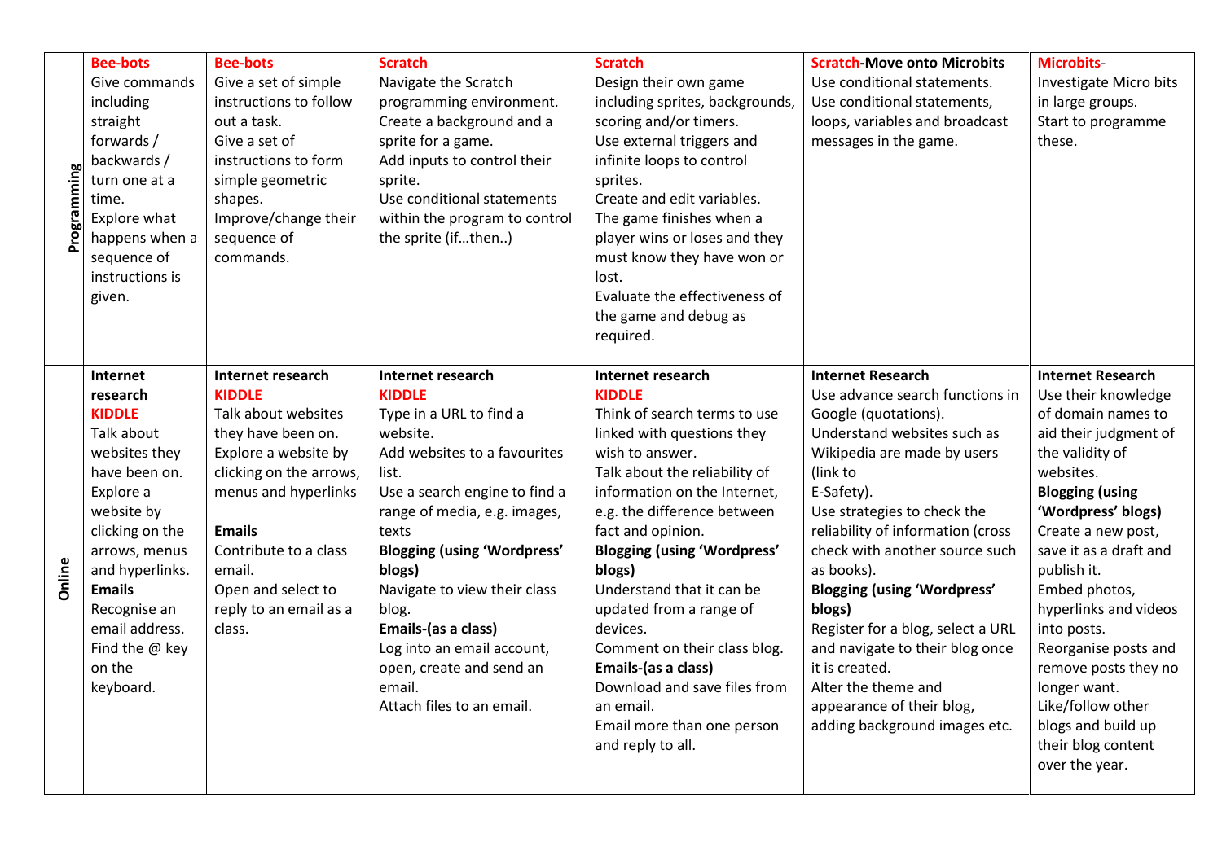| | | | | | | |
|---|---|---|---|---|---|---|
| **Programming** | **Bee-bots**<br>Give commands including straight forwards / backwards / turn one at a time.<br>Explore what happens when a sequence of instructions is given. | **Bee-bots**<br>Give a set of simple instructions to follow out a task.<br>Give a set of instructions to form simple geometric shapes.<br>Improve/change their sequence of commands. | **Scratch**<br>Navigate the Scratch programming environment.<br>Create a background and a sprite for a game.<br>Add inputs to control their sprite.<br>Use conditional statements within the program to control the sprite (if…then..) | **Scratch**<br>Design their own game including sprites, backgrounds, scoring and/or timers.<br>Use external triggers and infinite loops to control sprites.<br>Create and edit variables.<br>The game finishes when a player wins or loses and they must know they have won or lost.<br>Evaluate the effectiveness of the game and debug as required. | **Scratch-Move onto Microbits**<br>Use conditional statements.<br>Use conditional statements, loops, variables and broadcast messages in the game. | **Microbits-**<br>Investigate Micro bits in large groups.<br>Start to programme these. |
| **Online** | **Internet research**<br>**KIDDLE**<br>Talk about websites they have been on.<br>Explore a website by clicking on the arrows, menus and hyperlinks.<br>**Emails**<br>Recognise an email address.<br>Find the @ key on the keyboard. | **Internet research**<br>**KIDDLE**<br>Talk about websites they have been on.<br>Explore a website by clicking on the arrows, menus and hyperlinks<br><br>**Emails**<br>Contribute to a class email.<br>Open and select to reply to an email as a class. | **Internet research**<br>**KIDDLE**<br>Type in a URL to find a website.<br>Add websites to a favourites list.<br>Use a search engine to find a range of media, e.g. images, texts<br>**Blogging (using 'Wordpress' blogs)**<br>Navigate to view their class blog.<br>**Emails-(as a class)**<br>Log into an email account, open, create and send an email.<br>Attach files to an email. | **Internet research**<br>**KIDDLE**<br>Think of search terms to use linked with questions they wish to answer.<br>Talk about the reliability of information on the Internet, e.g. the difference between fact and opinion.<br>**Blogging (using 'Wordpress' blogs)**<br>Understand that it can be updated from a range of devices.<br>Comment on their class blog.<br>**Emails-(as a class)**<br>Download and save files from an email.<br>Email more than one person and reply to all. | **Internet Research**<br>Use advance search functions in Google (quotations).<br>Understand websites such as Wikipedia are made by users (link to E-Safety).<br>Use strategies to check the reliability of information (cross check with another source such as books).<br>**Blogging (using 'Wordpress' blogs)**<br>Register for a blog, select a URL and navigate to their blog once it is created.<br>Alter the theme and appearance of their blog, adding background images etc. | **Internet Research**<br>Use their knowledge of domain names to aid their judgment of the validity of websites.<br>**Blogging (using 'Wordpress' blogs)**<br>Create a new post, save it as a draft and publish it.<br>Embed photos, hyperlinks and videos into posts.<br>Reorganise posts and remove posts they no longer want.<br>Like/follow other blogs and build up their blog content over the year. |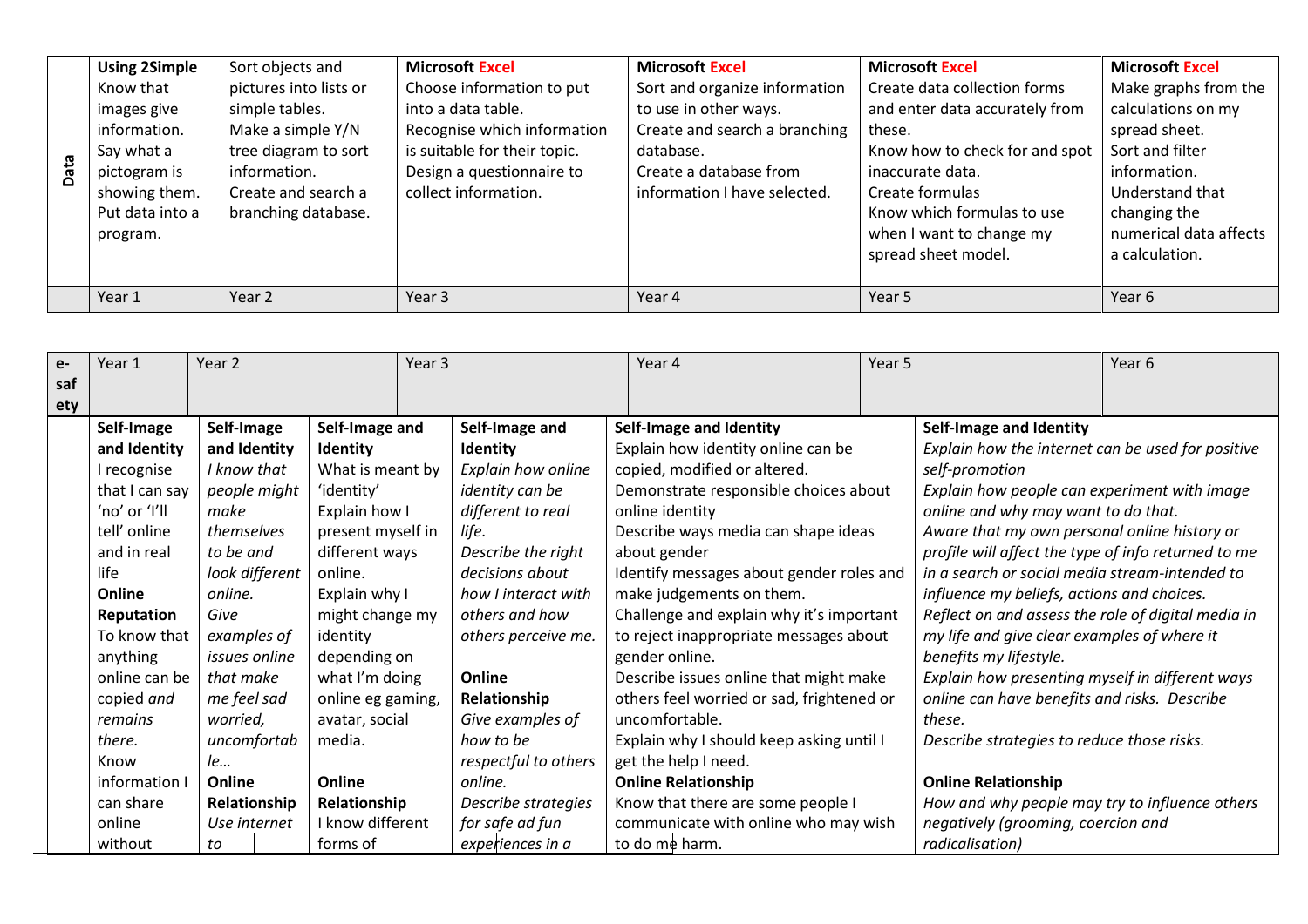| Data | Using 2Simple<br>Know that images give information.<br>Say what a pictogram is showing them.<br>Put data into a program. | Sort objects and pictures into lists or simple tables.<br>Make a simple Y/N tree diagram to sort information.<br>Create and search a branching database. | **Microsoft Excel**<br>Choose information to put into a data table.<br>Recognise which information is suitable for their topic.<br>Design a questionnaire to collect information. | **Microsoft Excel**<br>Sort and organize information to use in other ways.<br>Create and search a branching database.<br>Create a database from information I have selected. | **Microsoft Excel**<br>Create data collection forms and enter data accurately from these.<br>Know how to check for and spot inaccurate data.<br>Create formulas<br>Know which formulas to use when I want to change my spread sheet model. | **Microsoft Excel**<br>Make graphs from the calculations on my spread sheet.<br>Sort and filter information.<br>Understand that changing the numerical data affects a calculation. |
|---|---|---|---|---|---|---|
| | Year 1 | Year 2 | Year 3 | Year 4 | Year 5 | Year 6 |

| e-safety | Year 1 | Year 2 | Year 3 | | Year 4 | Year 5 | Year 6 |
|---|---|---|---|---|---|---|---|
| | **Self-Image and Identity**<br>I recognise that I can say 'no' or 'I'll tell' online and in real life<br>**Online Reputation**<br>To know that anything online can be copied *and remains there.*<br>Know information I can share online without | **Self-Image and Identity**<br>*I know that people might make themselves to be and look different online.*<br>*Give examples of issues online that make me feel sad worried, uncomfortable…*<br>**Online Relationship**<br>*Use internet to* | **Self-Image and Identity**<br>What is meant by 'identity'<br>Explain how I present myself in different ways online.<br>Explain why I might change my identity depending on what I'm doing online eg gaming, avatar, social media.<br>**Online Relationship**<br>I know different forms of | **Self-Image and Identity**<br>*Explain how online identity can be different to real life.*<br>*Describe the right decisions about how I interact with others and how others perceive me.*<br>**Online Relationship**<br>*Give examples of how to be respectful to others online.*<br>*Describe strategies for safe ad fun experiences in a* | **Self-Image and Identity**<br>Explain how identity online can be copied, modified or altered.<br>Demonstrate responsible choices about online identity<br>Describe ways media can shape ideas about gender<br>Identify messages about gender roles and make judgements on them.<br>Challenge and explain why it's important to reject inappropriate messages about gender online.<br>Describe issues online that might make others feel worried or sad, frightened or uncomfortable.<br>Explain why I should keep asking until I get the help I need.<br>**Online Relationship**<br>Know that there are some people I communicate with online who may wish to do me harm. | | **Self-Image and Identity**<br>*Explain how the internet can be used for positive self-promotion*<br>*Explain how people can experiment with image online and why may want to do that.*<br>*Aware that my own personal online history or profile will affect the type of info returned to me in a search or social media stream-intended to influence my beliefs, actions and choices.*<br>*Reflect on and assess the role of digital media in my life and give clear examples of where it benefits my lifestyle.*<br>*Explain how presenting myself in different ways online can have benefits and risks. Describe these.*<br>*Describe strategies to reduce those risks.*<br>**Online Relationship**<br>*How and why people may try to influence others negatively (grooming, coercion and radicalisation)* |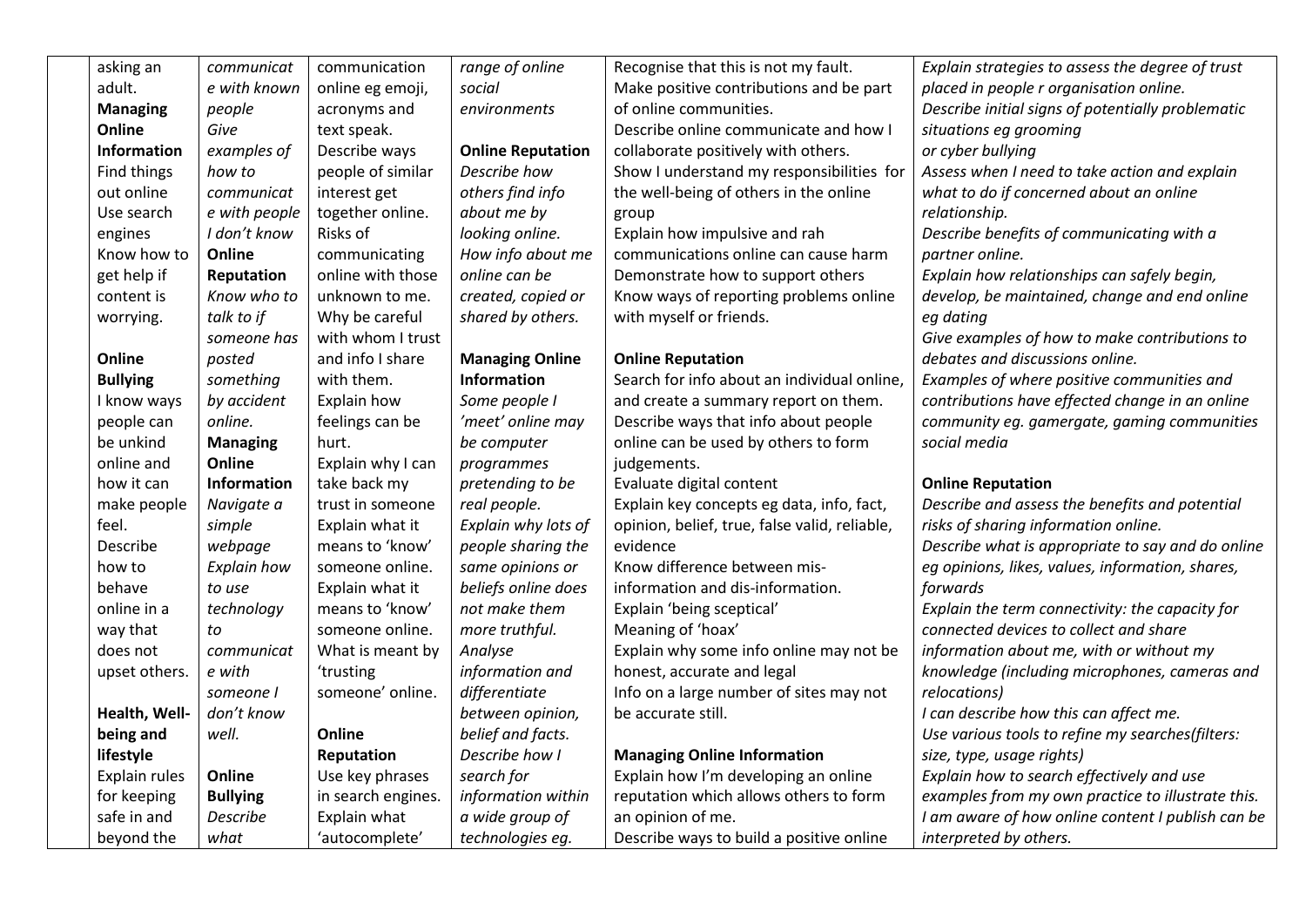|  | | | | | | |
|---|---|---|---|---|---|---|
| | asking an adult.<br><br>**Managing Online Information**<br>Find things out online<br>Use search engines<br>Know how to get help if content is worrying.<br><br>**Online Bullying**<br>I know ways people can be unkind online and how it can make people feel.<br>Describe how to behave online in a way that does not upset others.<br><br>**Health, Well-being and lifestyle**<br>Explain rules for keeping safe in and beyond the | *communicate with known people*<br>*Give examples of how to communicate with people I don't know*<br>**Online Reputation**<br>*Know who to talk to if someone has posted something by accident online.*<br>**Managing Online Information**<br>*Navigate a simple webpage*<br>*Explain how to use technology to communicate with someone I don't know well.*<br><br>**Online Bullying**<br>*Describe what* | communication online eg emoji, acronyms and text speak.<br>Describe ways people of similar interest get together online.<br>Risks of communicating online with those unknown to me.<br>Why be careful with whom I trust and info I share with them.<br>Explain how feelings can be hurt.<br>Explain why I can take back my trust in someone<br>Explain what it means to 'know' someone online.<br>Explain what it means to 'know' someone online.<br>What is meant by 'trusting someone' online.<br><br>**Online Reputation**<br>Use key phrases in search engines.<br>Explain what 'autocomplete' | *range of online social environments*<br><br>**Online Reputation**<br>*Describe how others find info about me by looking online.*<br>*How info about me online can be created, copied or shared by others.*<br><br>**Managing Online Information**<br>*Some people I 'meet' online may be computer programmes pretending to be real people.*<br>*Explain why lots of people sharing the same opinions or beliefs online does not make them more truthful.*<br>*Analyse information and differentiate between opinion, belief and facts.*<br>*Describe how I search for information within a wide group of technologies eg.* | Recognise that this is not my fault.<br>Make positive contributions and be part of online communities.<br>Describe online communicate and how I collaborate positively with others.<br>Show I understand my responsibilities for the well-being of others in the online group<br>Explain how impulsive and rah communications online can cause harm<br>Demonstrate how to support others<br>Know ways of reporting problems online with myself or friends.<br><br>**Online Reputation**<br>Search for info about an individual online, and create a summary report on them.<br>Describe ways that info about people online can be used by others to form judgements.<br>Evaluate digital content<br>Explain key concepts eg data, info, fact, opinion, belief, true, false valid, reliable, evidence<br>Know difference between mis-information and dis-information.<br>Explain 'being sceptical'<br>Meaning of 'hoax'<br>Explain why some info online may not be honest, accurate and legal<br>Info on a large number of sites may not be accurate still.<br><br>**Managing Online Information**<br>Explain how I'm developing an online reputation which allows others to form an opinion of me.<br>Describe ways to build a positive online | *Explain strategies to assess the degree of trust placed in people r organisation online.*<br>*Describe initial signs of potentially problematic situations eg grooming or cyber bullying*<br>*Assess when I need to take action and explain what to do if concerned about an online relationship.*<br>*Describe benefits of communicating with a partner online.*<br>*Explain how relationships can safely begin, develop, be maintained, change and end online eg dating*<br>*Give examples of how to make contributions to debates and discussions online.*<br>*Examples of where positive communities and contributions have effected change in an online community eg. gamergate, gaming communities social media*<br><br>**Online Reputation**<br>*Describe and assess the benefits and potential risks of sharing information online.*<br>*Describe what is appropriate to say and do online eg opinions, likes, values, information, shares, forwards*<br>*Explain the term connectivity: the capacity for connected devices to collect and share information about me, with or without my knowledge (including microphones, cameras and relocations)*<br>*I can describe how this can affect me.*<br>*Use various tools to refine my searches(filters: size, type, usage rights)*<br>*Explain how to search effectively and use examples from my own practice to illustrate this.*<br>*I am aware of how online content I publish can be interpreted by others.* |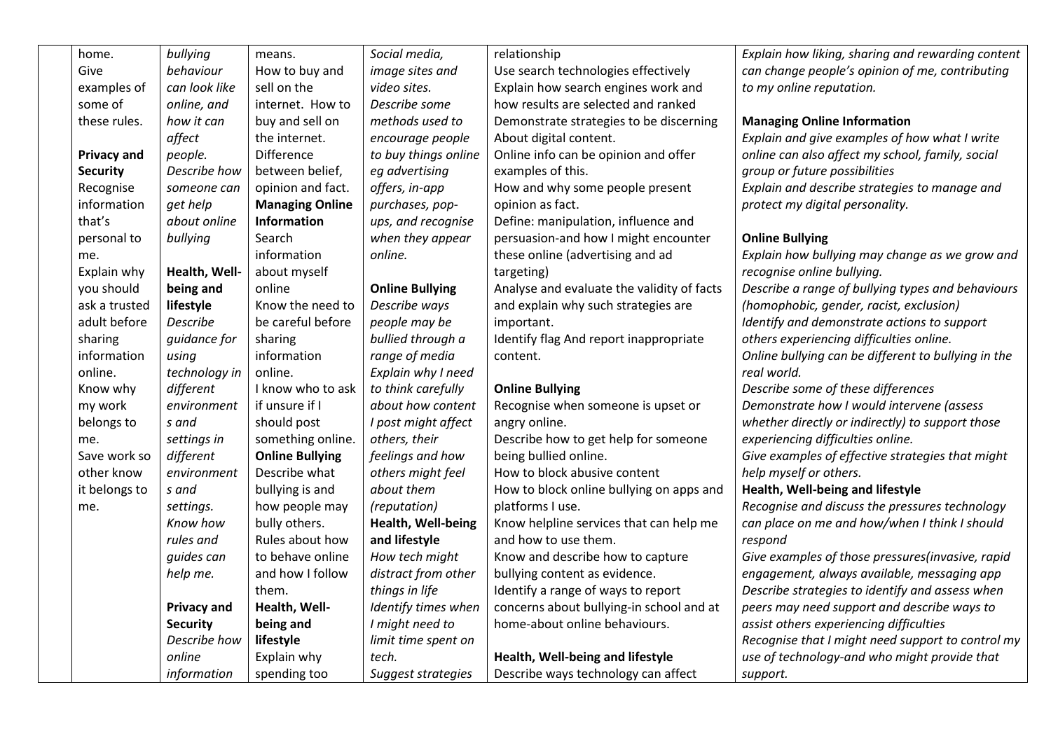| | | | | | | |
|---|---|---|---|---|---|---|
| | home.<br>Give examples of some of these rules.<br><br>**Privacy and Security**<br>Recognise information that's personal to me.<br>Explain why you should ask a trusted adult before sharing information online.<br>Know why my work belongs to me.<br>Save work so other know it belongs to me. | *bullying behaviour can look like online, and how it can affect people.*<br>*Describe how someone can get help about online bullying*<br><br>**Health, Well-being and lifestyle**<br>*Describe guidance for using technology in different environments and settings in different environments and settings.*<br>*Know how rules and guides can help me.*<br><br>**Privacy and Security**<br>*Describe how online information* | means.<br>How to buy and sell on the internet. How to buy and sell on the internet.<br>Difference between belief, opinion and fact.<br>**Managing Online Information**<br>Search information about myself online<br>Know the need to be careful before sharing information online.<br>I know who to ask if unsure if I should post something online.<br>**Online Bullying**<br>Describe what bullying is and how people may bully others.<br>Rules about how to behave online and how I follow them.<br>**Health, Well-being and lifestyle**<br>Explain why spending too | *Social media, image sites and video sites.*<br>*Describe some methods used to encourage people to buy things online eg advertising offers, in-app purchases, pop-ups, and recognise when they appear online.*<br><br>**Online Bullying**<br>*Describe ways people may be bullied through a range of media*<br>*Explain why I need to think carefully about how content I post might affect others, their feelings and how others might feel about them (reputation)*<br>**Health, Well-being and lifestyle**<br>*How tech might distract from other things in life*<br>*Identify times when I might need to limit time spent on tech.*<br>*Suggest strategies* | relationship<br>Use search technologies effectively<br>Explain how search engines work and how results are selected and ranked<br>Demonstrate strategies to be discerning About digital content.<br>Online info can be opinion and offer examples of this.<br>How and why some people present opinion as fact.<br>Define: manipulation, influence and persuasion-and how I might encounter these online (advertising and ad targeting)<br>Analyse and evaluate the validity of facts and explain why such strategies are important.<br>Identify flag And report inappropriate content.<br><br>**Online Bullying**<br>Recognise when someone is upset or angry online.<br>Describe how to get help for someone being bullied online.<br>How to block abusive content<br>How to block online bullying on apps and platforms I use.<br>Know helpline services that can help me and how to use them.<br>Know and describe how to capture bullying content as evidence.<br>Identify a range of ways to report concerns about bullying-in school and at home-about online behaviours.<br><br>**Health, Well-being and lifestyle**<br>Describe ways technology can affect | *Explain how liking, sharing and rewarding content can change people's opinion of me, contributing to my online reputation.*<br><br>**Managing Online Information**<br>*Explain and give examples of how what I write online can also affect my school, family, social group or future possibilities*<br>*Explain and describe strategies to manage and protect my digital personality.*<br><br>**Online Bullying**<br>*Explain how bullying may change as we grow and recognise online bullying.*<br>*Describe a range of bullying types and behaviours (homophobic, gender, racist, exclusion)*<br>*Identify and demonstrate actions to support others experiencing difficulties online.*<br>*Online bullying can be different to bullying in the real world.*<br>*Describe some of these differences*<br>*Demonstrate how I would intervene (assess whether directly or indirectly) to support those experiencing difficulties online.*<br>*Give examples of effective strategies that might help myself or others.*<br>**Health, Well-being and lifestyle**<br>*Recognise and discuss the pressures technology can place on me and how/when I think I should respond*<br>*Give examples of those pressures(invasive, rapid engagement, always available, messaging app*<br>*Describe strategies to identify and assess when peers may need support and describe ways to assist others experiencing difficulties*<br>*Recognise that I might need support to control my use of technology-and who might provide that support.* |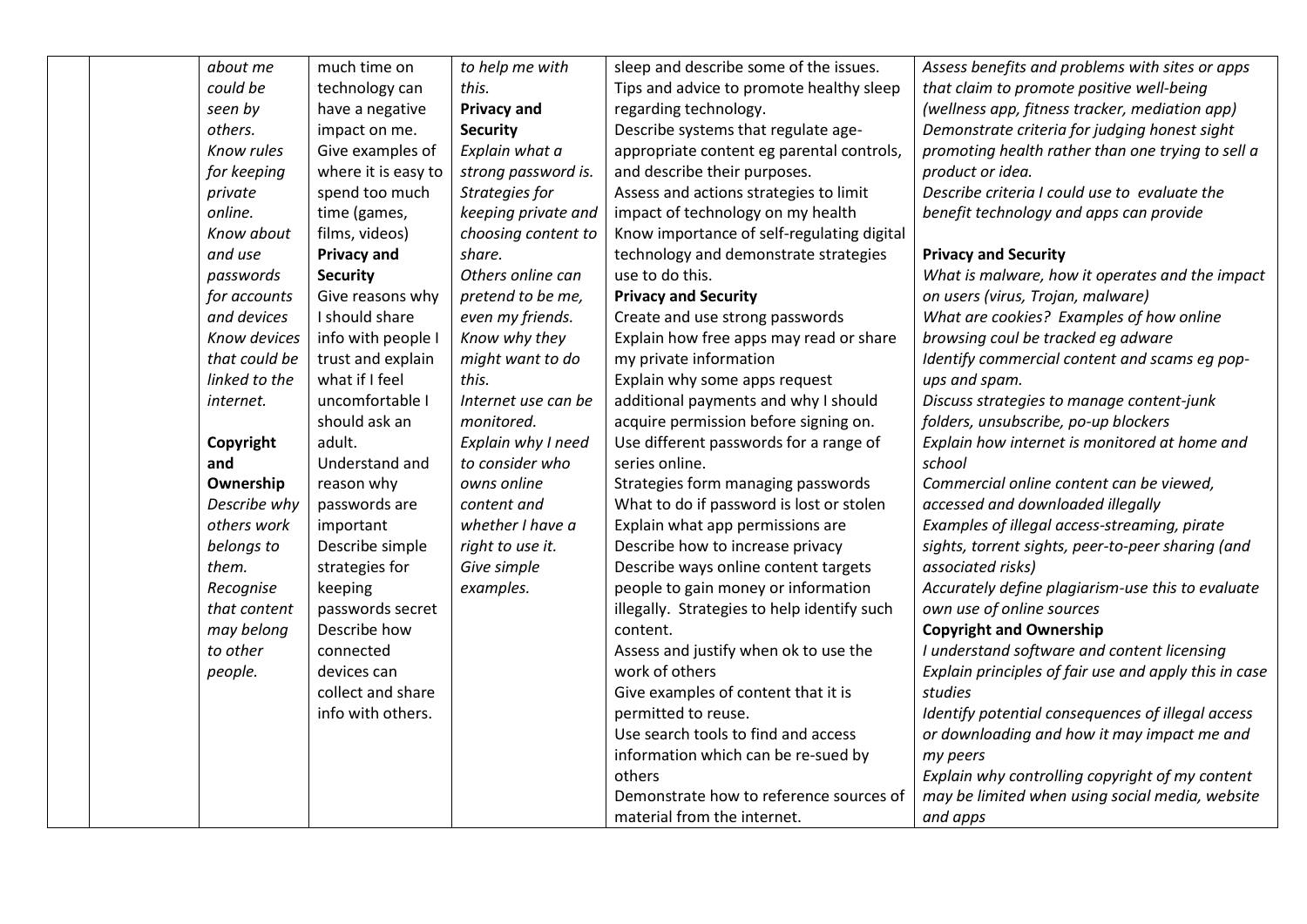| | | | | | | |
|---|---|---|---|---|---|---|
| | | *about me could be seen by others.* *Know rules for keeping private online.* *Know about and use passwords for accounts and devices* *Know devices that could be linked to the internet.* **Copyright and Ownership** *Describe why others work belongs to them.* *Recognise that content may belong to other people.* | much time on technology can have a negative impact on me. Give examples of where it is easy to spend too much time (games, films, videos) **Privacy and Security** Give reasons why I should share info with people I trust and explain what if I feel uncomfortable I should ask an adult. Understand and reason why passwords are important Describe simple strategies for keeping passwords secret Describe how connected devices can collect and share info with others. | *to help me with this.* **Privacy and Security** *Explain what a strong password is.* *Strategies for keeping private and choosing content to share.* *Others online can pretend to be me, even my friends. Know why they might want to do this.* *Internet use can be monitored.* *Explain why I need to consider who owns online content and whether I have a right to use it. Give simple examples.* | sleep and describe some of the issues. Tips and advice to promote healthy sleep regarding technology. Describe systems that regulate age-appropriate content eg parental controls, and describe their purposes. Assess and actions strategies to limit impact of technology on my health Know importance of self-regulating digital technology and demonstrate strategies use to do this. **Privacy and Security** Create and use strong passwords Explain how free apps may read or share my private information Explain why some apps request additional payments and why I should acquire permission before signing on. Use different passwords for a range of series online. Strategies form managing passwords What to do if password is lost or stolen Explain what app permissions are Describe how to increase privacy Describe ways online content targets people to gain money or information illegally. Strategies to help identify such content. Assess and justify when ok to use the work of others Give examples of content that it is permitted to reuse. Use search tools to find and access information which can be re-sued by others Demonstrate how to reference sources of material from the internet. | *Assess benefits and problems with sites or apps that claim to promote positive well-being (wellness app, fitness tracker, mediation app)* *Demonstrate criteria for judging honest sight promoting health rather than one trying to sell a product or idea.* *Describe criteria I could use to evaluate the benefit technology and apps can provide* **Privacy and Security** *What is malware, how it operates and the impact on users (virus, Trojan, malware)* *What are cookies? Examples of how online browsing coul be tracked eg adware* *Identify commercial content and scams eg pop-ups and spam.* *Discuss strategies to manage content-junk folders, unsubscribe, po-up blockers* *Explain how internet is monitored at home and school* *Commercial online content can be viewed, accessed and downloaded illegally* *Examples of illegal access-streaming, pirate sights, torrent sights, peer-to-peer sharing (and associated risks)* *Accurately define plagiarism-use this to evaluate own use of online sources* **Copyright and Ownership** *I understand software and content licensing* *Explain principles of fair use and apply this in case studies* *Identify potential consequences of illegal access or downloading and how it may impact me and my peers* *Explain why controlling copyright of my content may be limited when using social media, website and apps* |